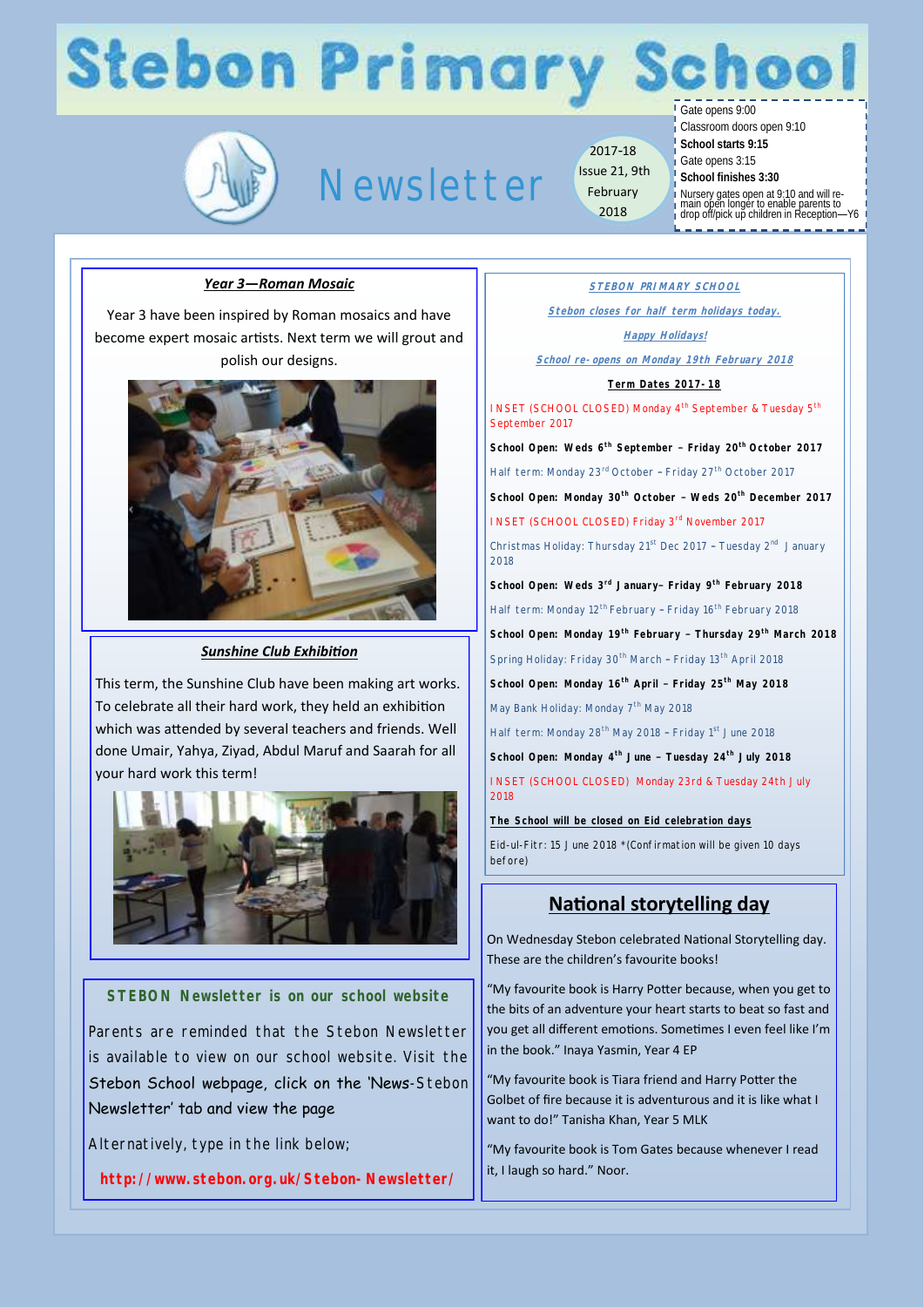# Stebon Primary School

## Newsletter

2017-18 Issue 21, 9th February 2018

Gate opens 9:00
Classroom doors open 9:10
**School starts 9:15**
Gate opens 3:15
**School finishes 3:30**
Nursery gates open at 9:10 and will remain open longer to enable parents to drop off/pick up children in Reception—Y6

### ***Year 3—Roman Mosaic***

Year 3 have been inspired by Roman mosaics and have become expert mosaic artists. Next term we will grout and polish our designs.

### ***Sunshine Club Exhibition***

This term, the Sunshine Club have been making art works. To celebrate all their hard work, they held an exhibition which was attended by several teachers and friends. Well done Umair, Yahya, Ziyad, Abdul Maruf and Saarah for all your hard work this term!

### STEBON Newsletter is on our school website

Parents are reminded that the Stebon Newsletter is available to view on our school website. Visit the Stebon School webpage, click on the 'News-Stebon Newsletter' tab and view the page

Alternatively, type in the link below;

**http://www.stebon.org.uk/Stebon-Newsletter/**

***STEBON PRIMARY SCHOOL***

***Stebon closes for half term holidays today.***

***Happy Holidays!***

***School re-opens on Monday 19th February 2018***

**Term Dates 2017-18**

INSET (SCHOOL CLOSED) Monday 4th September & Tuesday 5th September 2017

**School Open: Weds 6th September – Friday 20th October 2017**

Half term: Monday 23rd October – Friday 27th October 2017

**School Open: Monday 30th October – Weds 20th December 2017**

INSET (SCHOOL CLOSED) Friday 3rd November 2017

Christmas Holiday: Thursday 21st Dec 2017 – Tuesday 2nd January 2018

**School Open: Weds 3rd January– Friday 9th February 2018**

Half term: Monday 12th February – Friday 16th February 2018

**School Open: Monday 19th February – Thursday 29th March 2018**

Spring Holiday: Friday 30th March – Friday 13th April 2018

**School Open: Monday 16th April – Friday 25th May 2018**

May Bank Holiday: Monday 7th May 2018

Half term: Monday 28th May 2018 – Friday 1st June 2018

**School Open: Monday 4th June – Tuesday 24th July 2018**

INSET (SCHOOL CLOSED) Monday 23rd & Tuesday 24th July 2018

**The School will be closed on Eid celebration days**

Eid-ul-Fitr: 15 June 2018 *(Confirmation will be given 10 days before)

### National storytelling day

On Wednesday Stebon celebrated National Storytelling day. These are the children's favourite books!

"My favourite book is Harry Potter because, when you get to the bits of an adventure your heart starts to beat so fast and you get all different emotions. Sometimes I even feel like I'm in the book." Inaya Yasmin, Year 4 EP

"My favourite book is Tiara friend and Harry Potter the Golbet of fire because it is adventurous and it is like what I want to do!" Tanisha Khan, Year 5 MLK

"My favourite book is Tom Gates because whenever I read it, I laugh so hard." Noor.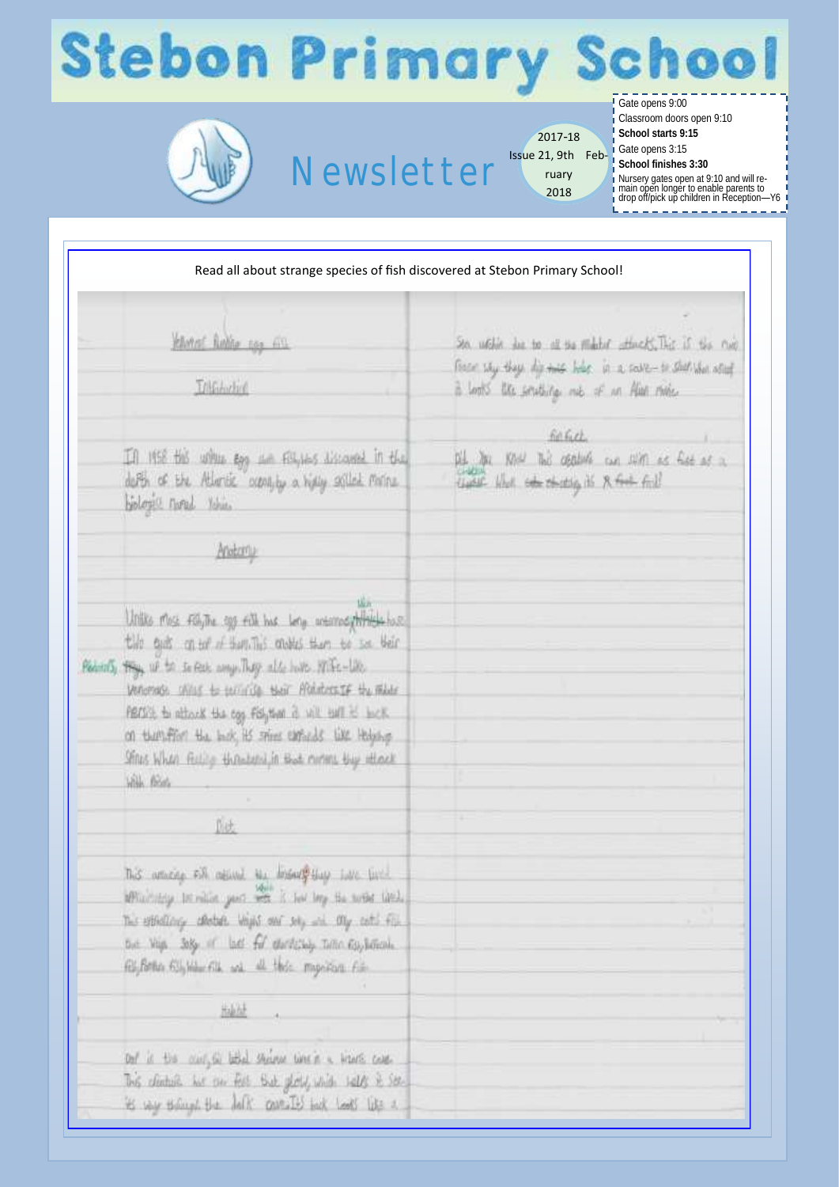# Stebon Primary School

## Newsletter

2017-18
Issue 21, 9th February 2018

Gate opens 9:00
Classroom doors open 9:10
**School starts 9:15**
Gate opens 3:15
**School finishes 3:30**
Nursery gates open at 9:10 and will remain open longer to enable parents to drop off/pick up children in Reception—Y6

Read all about strange species of fish discovered at Stebon Primary School!

### Venomous Rubber egg fish

#### Introduction

In 1958 this unique egg shaped fish was discovered in the depth of the Atlantic ocean, by a highly skilled marine biologist named Yohia.

#### Anatomy

Unlike most fish, the egg fish has long antennae which have two eyes on top of them. This enables them to see their predators up to 5x feet away. They also have knife-like venomous spikes to terrify their predators. If the predator decides to attack the egg fish, then it will turn its back on them. From the back, its spikes expands like hedgehog spines when feeling threatened, in that moment they attack with poison.

#### Diet

This amazing fish ... the ... they have lived ... in million years which ... how long the turtle lived. This astonishing creature ... fish ... Tuna fish, Rubber fish, ... fish, Rubber fish and all these magnificent fish.

#### Habitat

Deep in the ocean, the lethal creature lives in a ... cave. This creature has the fish that glows, which helps it see its way through the dark caves. Its back looks like a sea urchin due to all the predator attacks. This is the main reason why they live in a cave – so that when attacked it looks like something out of an alien movie.

#### Fun fact

Did you know this creature can swim as fast as a cheetah which is 8 feet full!